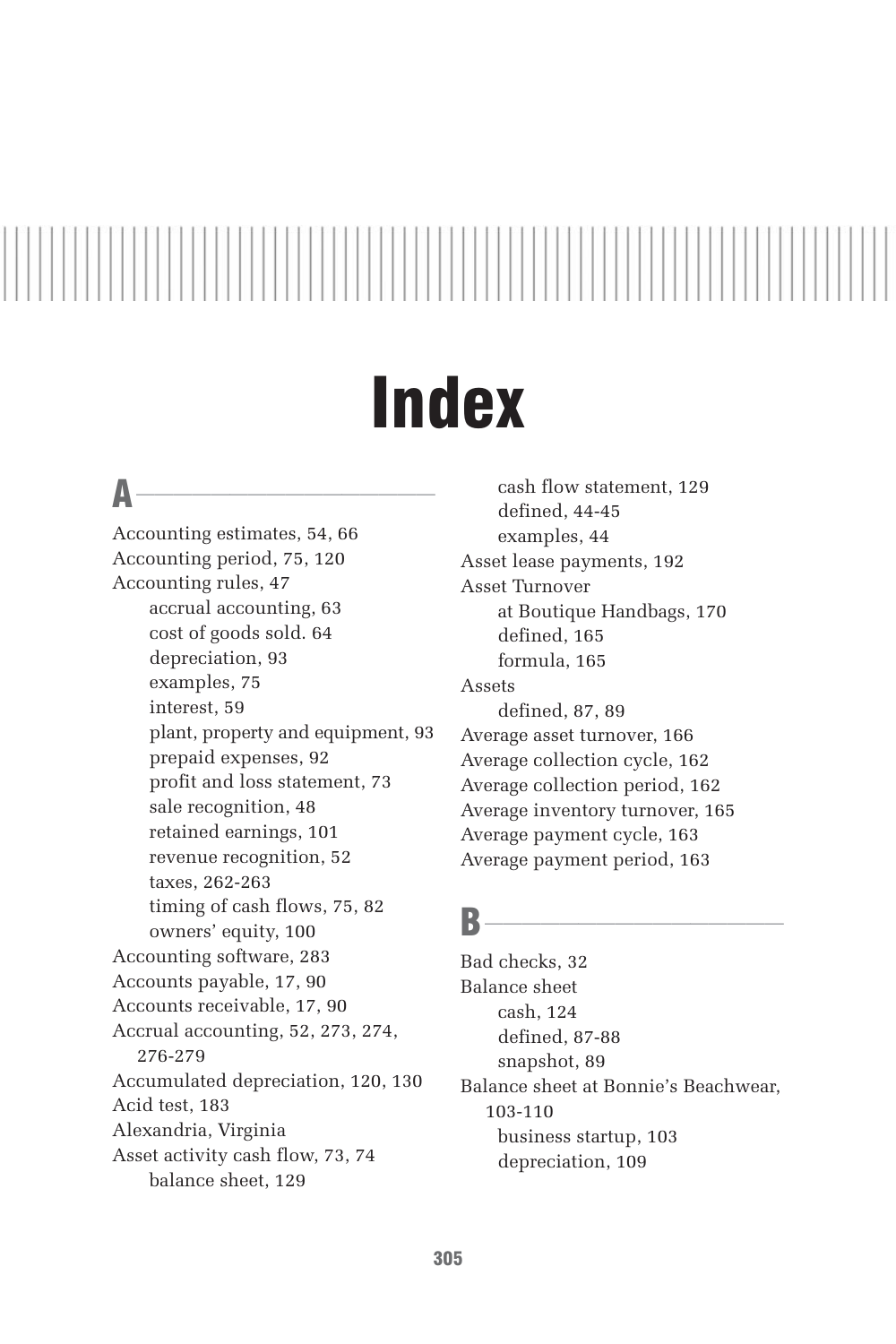# Index

## A

Accounting estimates, 54, 66
Accounting period, 75, 120
Accounting rules, 47
- accrual accounting, 63
- cost of goods sold. 64
- depreciation, 93
- examples, 75
- interest, 59
- plant, property and equipment, 93
- prepaid expenses, 92
- profit and loss statement, 73
- sale recognition, 48
- retained earnings, 101
- revenue recognition, 52
- taxes, 262-263
- timing of cash flows, 75, 82
- owners' equity, 100

Accounting software, 283
Accounts payable, 17, 90
Accounts receivable, 17, 90
Accrual accounting, 52, 273, 274, 276-279
Accumulated depreciation, 120, 130
Acid test, 183
Alexandria, Virginia
Asset activity cash flow, 73, 74
- balance sheet, 129
- cash flow statement, 129
- defined, 44-45
- examples, 44

Asset lease payments, 192
Asset Turnover
- at Boutique Handbags, 170
- defined, 165
- formula, 165

Assets
- defined, 87, 89

Average asset turnover, 166
Average collection cycle, 162
Average collection period, 162
Average inventory turnover, 165
Average payment cycle, 163
Average payment period, 163

## B

Bad checks, 32
Balance sheet
- cash, 124
- defined, 87-88
- snapshot, 89

Balance sheet at Bonnie's Beachwear, 103-110
- business startup, 103
- depreciation, 109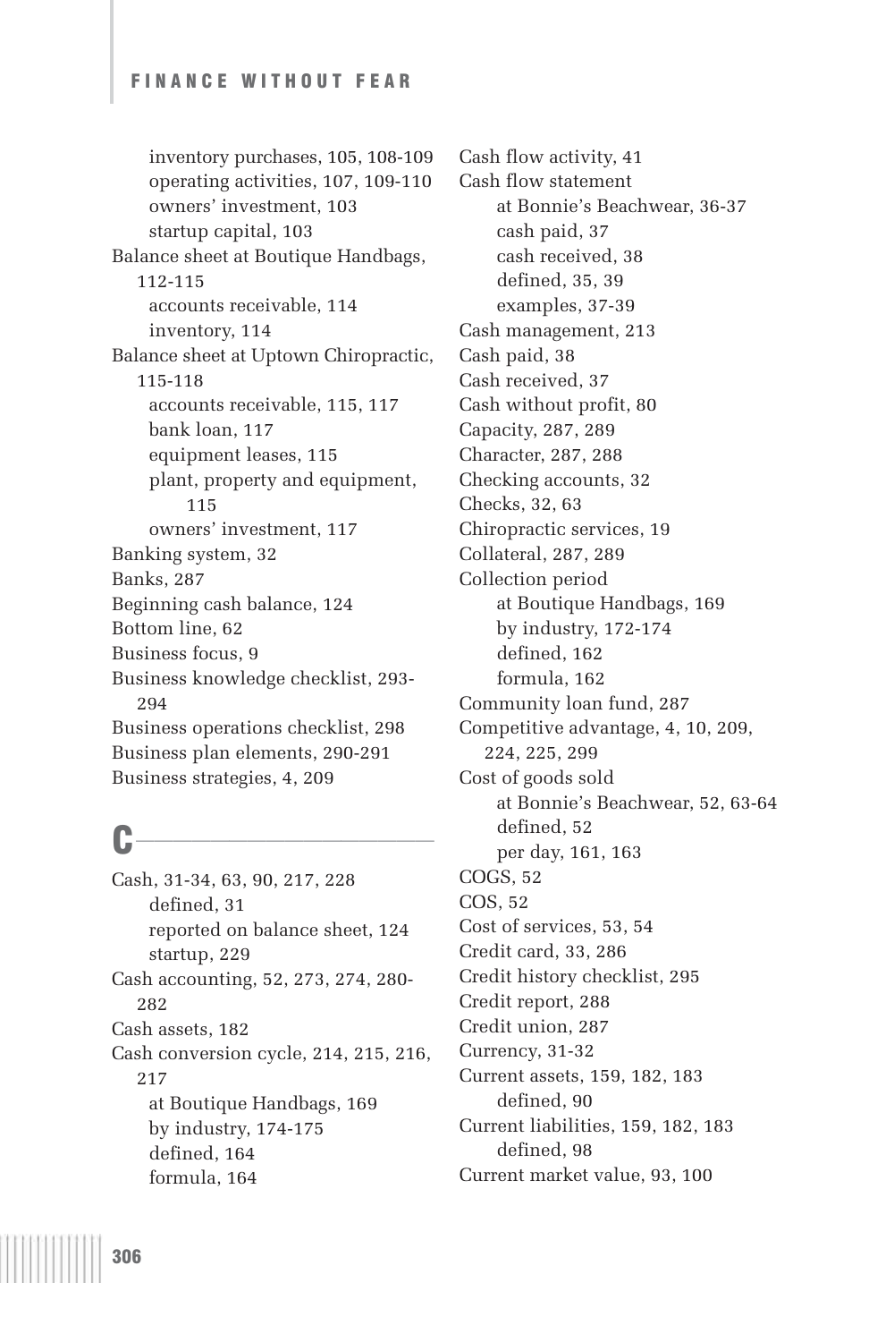- inventory purchases, 105, 108-109
- operating activities, 107, 109-110
- owners' investment, 103
- startup capital, 103

Balance sheet at Boutique Handbags, 112-115
- accounts receivable, 114
- inventory, 114

Balance sheet at Uptown Chiropractic, 115-118
- accounts receivable, 115, 117
- bank loan, 117
- equipment leases, 115
- plant, property and equipment, 115
- owners' investment, 117

Banking system, 32

Banks, 287

Beginning cash balance, 124

Bottom line, 62

Business focus, 9

Business knowledge checklist, 293-294

Business operations checklist, 298

Business plan elements, 290-291

Business strategies, 4, 209

## C

Cash, 31-34, 63, 90, 217, 228
- defined, 31
- reported on balance sheet, 124
- startup, 229

Cash accounting, 52, 273, 274, 280-282

Cash assets, 182

Cash conversion cycle, 214, 215, 216, 217
- at Boutique Handbags, 169
- by industry, 174-175
- defined, 164
- formula, 164

Cash flow activity, 41

Cash flow statement
- at Bonnie's Beachwear, 36-37
- cash paid, 37
- cash received, 38
- defined, 35, 39
- examples, 37-39

Cash management, 213

Cash paid, 38

Cash received, 37

Cash without profit, 80

Capacity, 287, 289

Character, 287, 288

Checking accounts, 32

Checks, 32, 63

Chiropractic services, 19

Collateral, 287, 289

Collection period
- at Boutique Handbags, 169
- by industry, 172-174
- defined, 162
- formula, 162

Community loan fund, 287

Competitive advantage, 4, 10, 209, 224, 225, 299

Cost of goods sold
- at Bonnie's Beachwear, 52, 63-64
- defined, 52
- per day, 161, 163

COGS, 52

COS, 52

Cost of services, 53, 54

Credit card, 33, 286

Credit history checklist, 295

Credit report, 288

Credit union, 287

Currency, 31-32

Current assets, 159, 182, 183
- defined, 90

Current liabilities, 159, 182, 183
- defined, 98

Current market value, 93, 100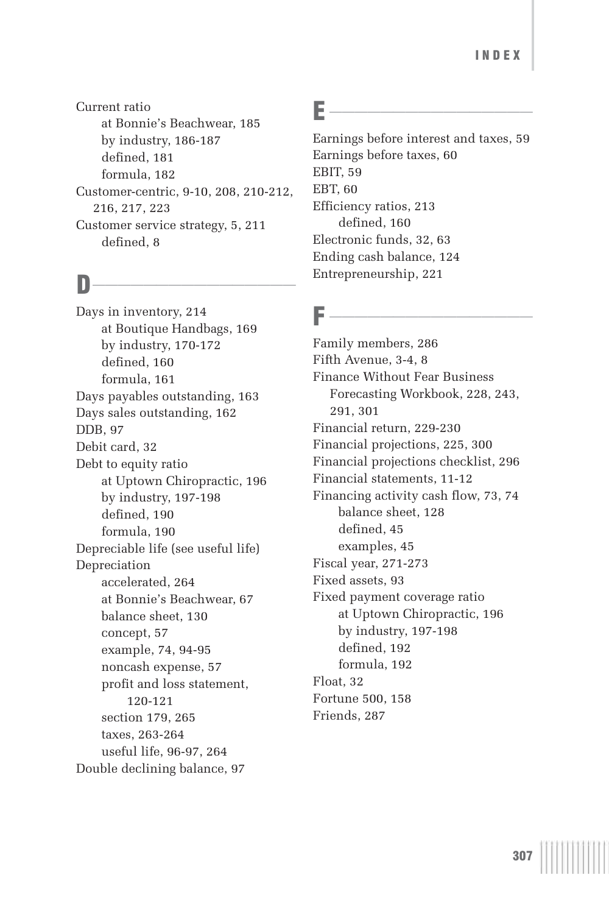Current ratio
- at Bonnie's Beachwear, 185
- by industry, 186-187
- defined, 181
- formula, 182

Customer-centric, 9-10, 208, 210-212, 216, 217, 223

Customer service strategy, 5, 211
- defined, 8

## D

Days in inventory, 214
- at Boutique Handbags, 169
- by industry, 170-172
- defined, 160
- formula, 161

Days payables outstanding, 163

Days sales outstanding, 162

DDB, 97

Debit card, 32

Debt to equity ratio
- at Uptown Chiropractic, 196
- by industry, 197-198
- defined, 190
- formula, 190

Depreciable life (see useful life)

Depreciation
- accelerated, 264
- at Bonnie's Beachwear, 67
- balance sheet, 130
- concept, 57
- example, 74, 94-95
- noncash expense, 57
- profit and loss statement, 120-121
- section 179, 265
- taxes, 263-264
- useful life, 96-97, 264

Double declining balance, 97

## E

Earnings before interest and taxes, 59

Earnings before taxes, 60

EBIT, 59

EBT, 60

Efficiency ratios, 213
- defined, 160

Electronic funds, 32, 63

Ending cash balance, 124

Entrepreneurship, 221

## F

Family members, 286

Fifth Avenue, 3-4, 8

Finance Without Fear Business Forecasting Workbook, 228, 243, 291, 301

Financial return, 229-230

Financial projections, 225, 300

Financial projections checklist, 296

Financial statements, 11-12

Financing activity cash flow, 73, 74
- balance sheet, 128
- defined, 45
- examples, 45

Fiscal year, 271-273

Fixed assets, 93

Fixed payment coverage ratio
- at Uptown Chiropractic, 196
- by industry, 197-198
- defined, 192
- formula, 192

Float, 32

Fortune 500, 158

Friends, 287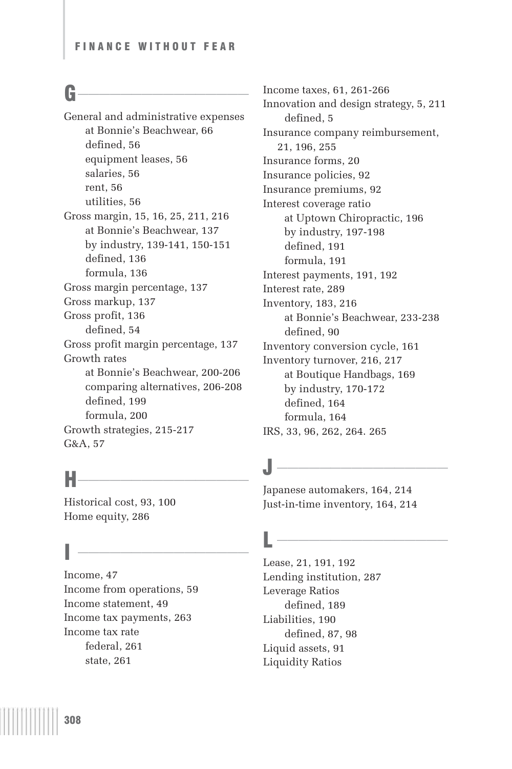## G

General and administrative expenses
- at Bonnie's Beachwear, 66
- defined, 56
- equipment leases, 56
- salaries, 56
- rent, 56
- utilities, 56

Gross margin, 15, 16, 25, 211, 216
- at Bonnie's Beachwear, 137
- by industry, 139-141, 150-151
- defined, 136
- formula, 136

Gross margin percentage, 137

Gross markup, 137

Gross profit, 136
- defined, 54

Gross profit margin percentage, 137

Growth rates
- at Bonnie's Beachwear, 200-206
- comparing alternatives, 206-208
- defined, 199
- formula, 200

Growth strategies, 215-217

G&A, 57

## H

Historical cost, 93, 100

Home equity, 286

## I

Income, 47

Income from operations, 59

Income statement, 49

Income tax payments, 263

Income tax rate
- federal, 261
- state, 261

Income taxes, 61, 261-266

Innovation and design strategy, 5, 211
- defined, 5

Insurance company reimbursement, 21, 196, 255

Insurance forms, 20

Insurance policies, 92

Insurance premiums, 92

Interest coverage ratio
- at Uptown Chiropractic, 196
- by industry, 197-198
- defined, 191
- formula, 191

Interest payments, 191, 192

Interest rate, 289

Inventory, 183, 216
- at Bonnie's Beachwear, 233-238
- defined, 90

Inventory conversion cycle, 161

Inventory turnover, 216, 217
- at Boutique Handbags, 169
- by industry, 170-172
- defined, 164
- formula, 164

IRS, 33, 96, 262, 264. 265

## J

Japanese automakers, 164, 214

Just-in-time inventory, 164, 214

## L

Lease, 21, 191, 192

Lending institution, 287

Leverage Ratios
- defined, 189

Liabilities, 190
- defined, 87, 98

Liquid assets, 91

Liquidity Ratios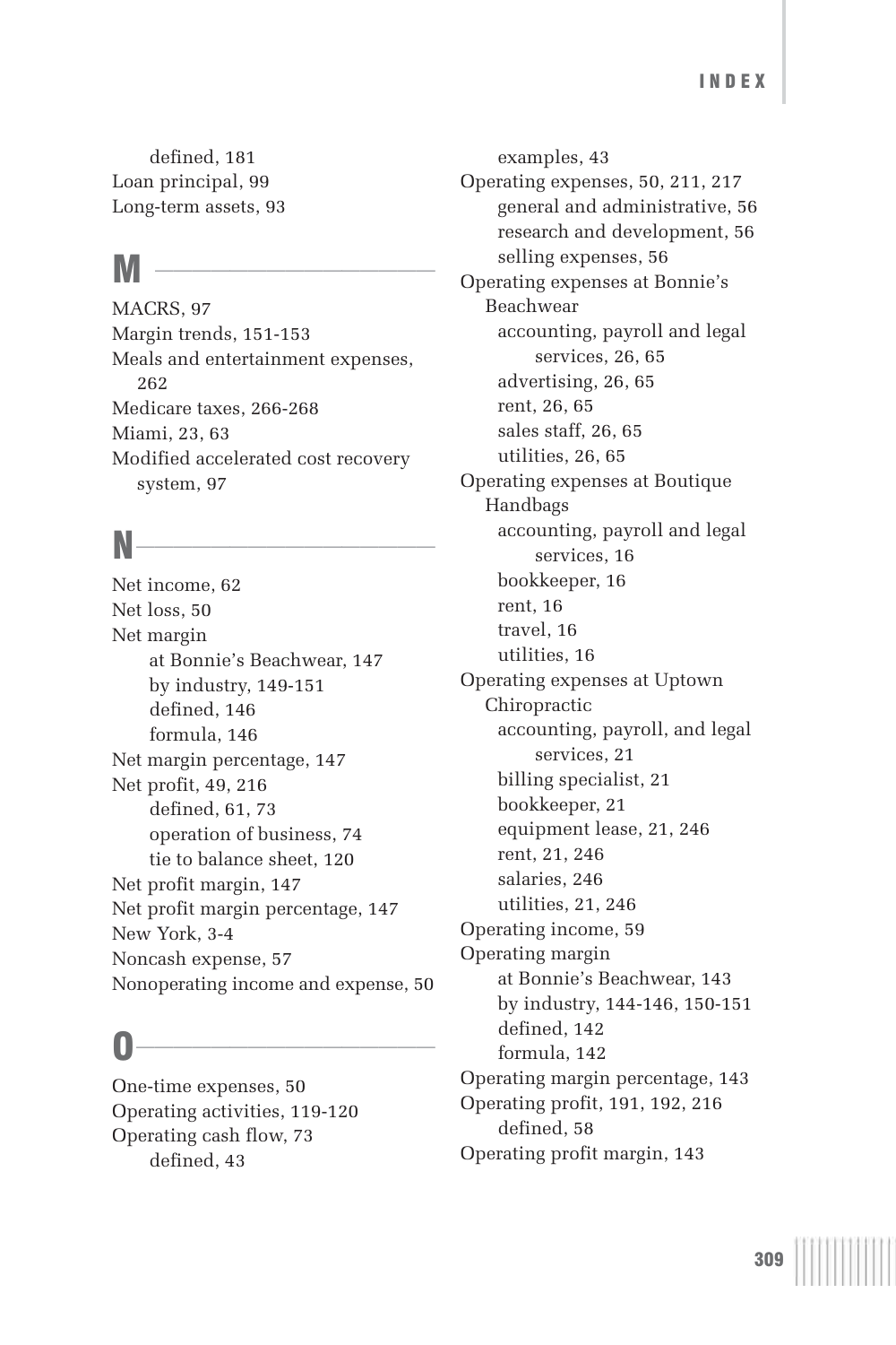defined, 181
Loan principal, 99
Long-term assets, 93

## M

MACRS, 97
Margin trends, 151-153
Meals and entertainment expenses, 262
Medicare taxes, 266-268
Miami, 23, 63
Modified accelerated cost recovery system, 97

## N

Net income, 62
Net loss, 50
Net margin
- at Bonnie's Beachwear, 147
- by industry, 149-151
- defined, 146
- formula, 146

Net margin percentage, 147
Net profit, 49, 216
- defined, 61, 73
- operation of business, 74
- tie to balance sheet, 120

Net profit margin, 147
Net profit margin percentage, 147
New York, 3-4
Noncash expense, 57
Nonoperating income and expense, 50

## O

One-time expenses, 50
Operating activities, 119-120
Operating cash flow, 73
- defined, 43
- examples, 43

Operating expenses, 50, 211, 217
- general and administrative, 56
- research and development, 56
- selling expenses, 56

Operating expenses at Bonnie's Beachwear
- accounting, payroll and legal services, 26, 65
- advertising, 26, 65
- rent, 26, 65
- sales staff, 26, 65
- utilities, 26, 65

Operating expenses at Boutique Handbags
- accounting, payroll and legal services, 16
- bookkeeper, 16
- rent, 16
- travel, 16
- utilities, 16

Operating expenses at Uptown Chiropractic
- accounting, payroll, and legal services, 21
- billing specialist, 21
- bookkeeper, 21
- equipment lease, 21, 246
- rent, 21, 246
- salaries, 246
- utilities, 21, 246

Operating income, 59
Operating margin
- at Bonnie's Beachwear, 143
- by industry, 144-146, 150-151
- defined, 142
- formula, 142

Operating margin percentage, 143
Operating profit, 191, 192, 216
- defined, 58

Operating profit margin, 143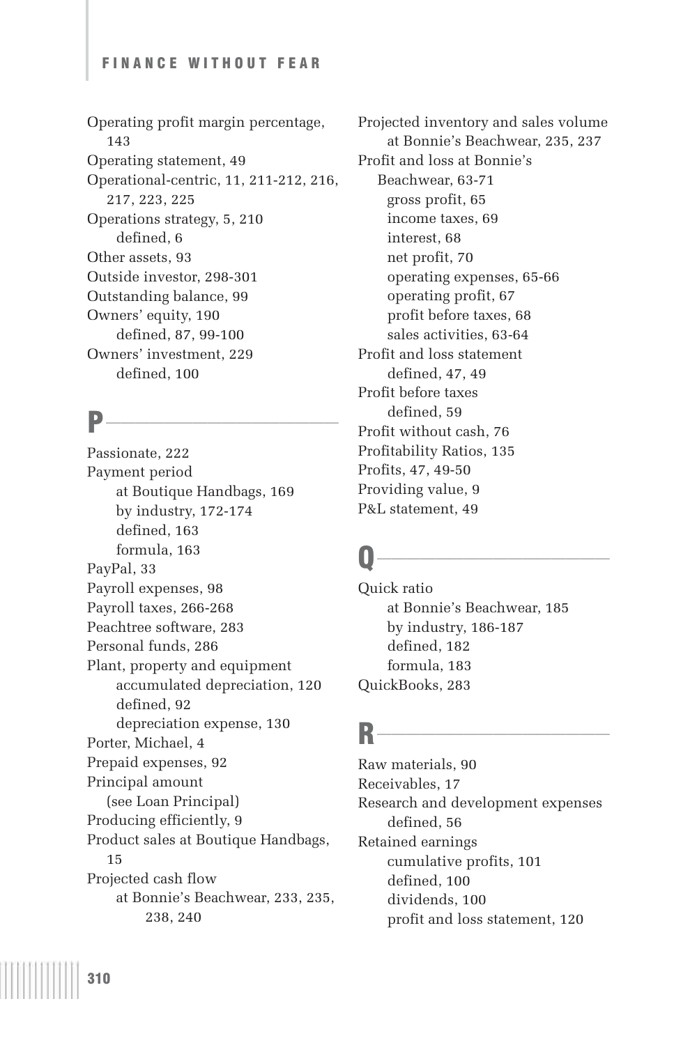Operating profit margin percentage, 143
Operating statement, 49
Operational-centric, 11, 211-212, 216, 217, 223, 225
Operations strategy, 5, 210
  defined, 6
Other assets, 93
Outside investor, 298-301
Outstanding balance, 99
Owners' equity, 190
  defined, 87, 99-100
Owners' investment, 229
  defined, 100

## P

Passionate, 222
Payment period
  at Boutique Handbags, 169
  by industry, 172-174
  defined, 163
  formula, 163
PayPal, 33
Payroll expenses, 98
Payroll taxes, 266-268
Peachtree software, 283
Personal funds, 286
Plant, property and equipment
  accumulated depreciation, 120
  defined, 92
  depreciation expense, 130
Porter, Michael, 4
Prepaid expenses, 92
Principal amount
  (see Loan Principal)
Producing efficiently, 9
Product sales at Boutique Handbags, 15
Projected cash flow
  at Bonnie's Beachwear, 233, 235, 238, 240
Projected inventory and sales volume
  at Bonnie's Beachwear, 235, 237
Profit and loss at Bonnie's Beachwear, 63-71
  gross profit, 65
  income taxes, 69
  interest, 68
  net profit, 70
  operating expenses, 65-66
  operating profit, 67
  profit before taxes, 68
  sales activities, 63-64
Profit and loss statement
  defined, 47, 49
Profit before taxes
  defined, 59
Profit without cash, 76
Profitability Ratios, 135
Profits, 47, 49-50
Providing value, 9
P&L statement, 49

## Q

Quick ratio
  at Bonnie's Beachwear, 185
  by industry, 186-187
  defined, 182
  formula, 183
QuickBooks, 283

## R

Raw materials, 90
Receivables, 17
Research and development expenses
  defined, 56
Retained earnings
  cumulative profits, 101
  defined, 100
  dividends, 100
  profit and loss statement, 120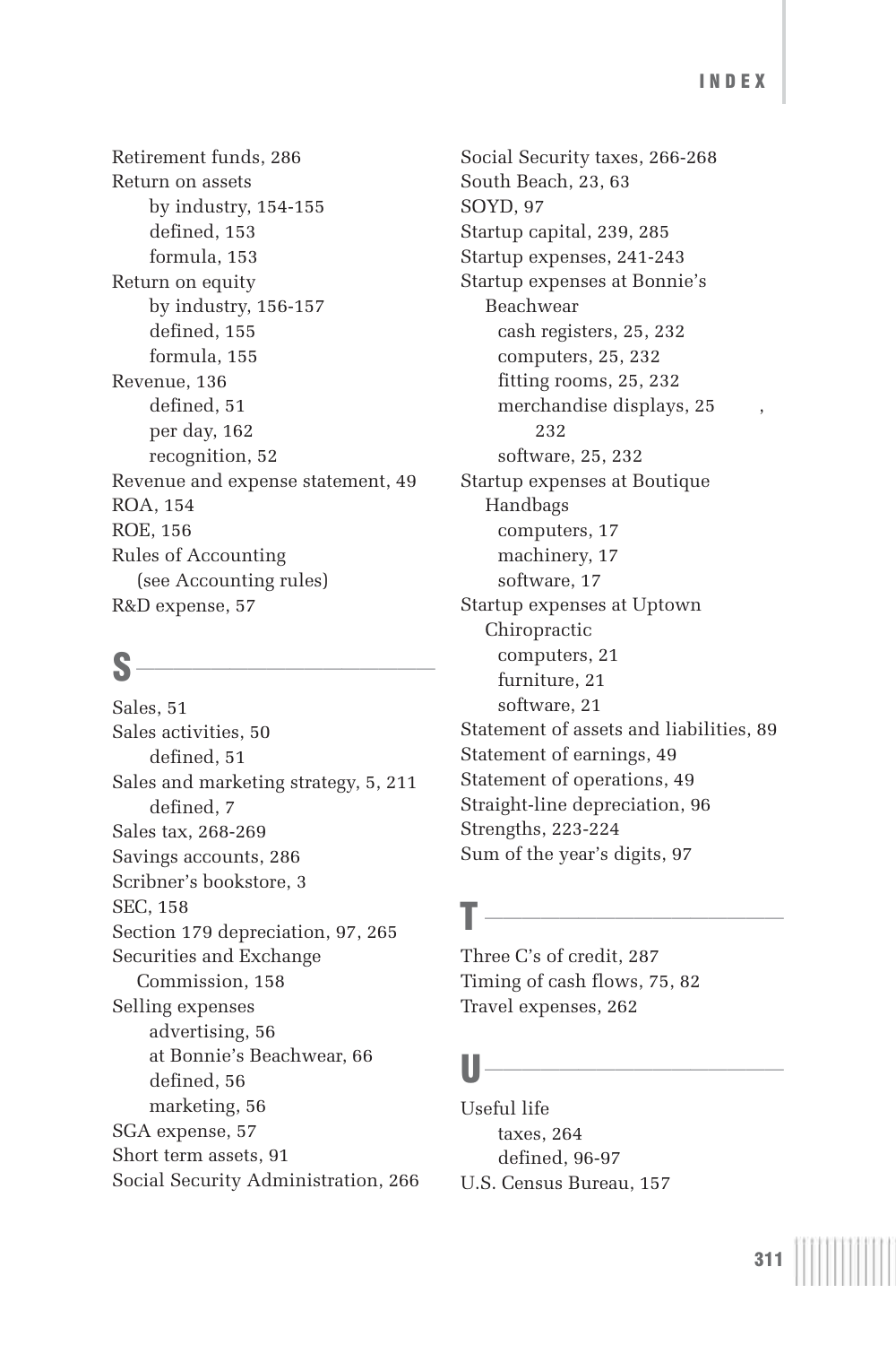Retirement funds, 286
Return on assets
    by industry, 154-155
    defined, 153
    formula, 153
Return on equity
    by industry, 156-157
    defined, 155
    formula, 155
Revenue, 136
    defined, 51
    per day, 162
    recognition, 52
Revenue and expense statement, 49
ROA, 154
ROE, 156
Rules of Accounting
  (see Accounting rules)
R&D expense, 57

## S

Sales, 51
Sales activities, 50
    defined, 51
Sales and marketing strategy, 5, 211
    defined, 7
Sales tax, 268-269
Savings accounts, 286
Scribner's bookstore, 3
SEC, 158
Section 179 depreciation, 97, 265
Securities and Exchange
  Commission, 158
Selling expenses
    advertising, 56
    at Bonnie's Beachwear, 66
    defined, 56
    marketing, 56
SGA expense, 57
Short term assets, 91
Social Security Administration, 266
Social Security taxes, 266-268
South Beach, 23, 63
SOYD, 97
Startup capital, 239, 285
Startup expenses, 241-243
Startup expenses at Bonnie's
  Beachwear
    cash registers, 25, 232
    computers, 25, 232
    fitting rooms, 25, 232
    merchandise displays, 25, 232
    software, 25, 232
Startup expenses at Boutique
  Handbags
    computers, 17
    machinery, 17
    software, 17
Startup expenses at Uptown
  Chiropractic
    computers, 21
    furniture, 21
    software, 21
Statement of assets and liabilities, 89
Statement of earnings, 49
Statement of operations, 49
Straight-line depreciation, 96
Strengths, 223-224
Sum of the year's digits, 97

## T

Three C's of credit, 287
Timing of cash flows, 75, 82
Travel expenses, 262

## U

Useful life
    taxes, 264
    defined, 96-97
U.S. Census Bureau, 157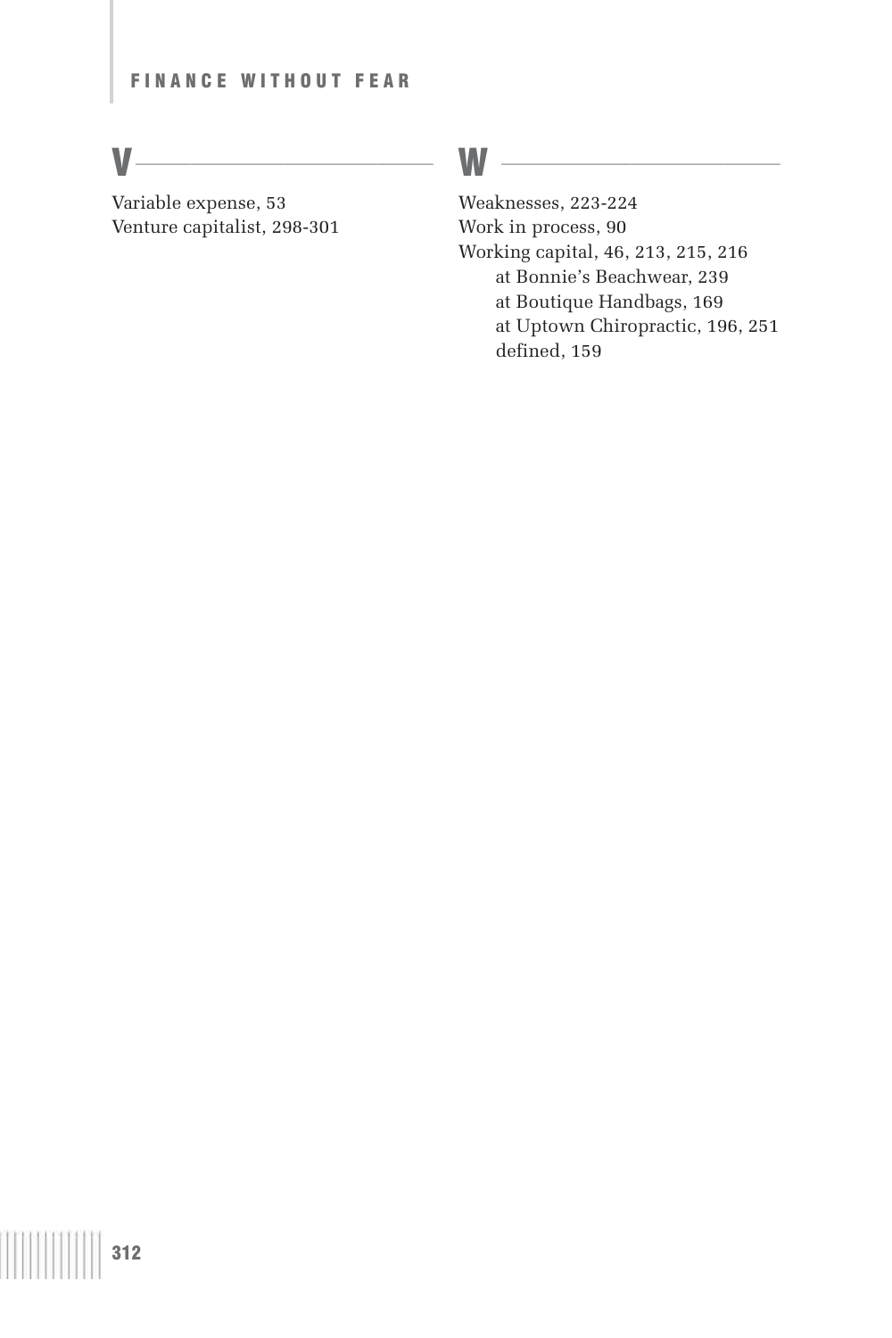## V

Variable expense, 53
Venture capitalist, 298-301

## W

Weaknesses, 223-224
Work in process, 90
Working capital, 46, 213, 215, 216
- at Bonnie's Beachwear, 239
- at Boutique Handbags, 169
- at Uptown Chiropractic, 196, 251
- defined, 159